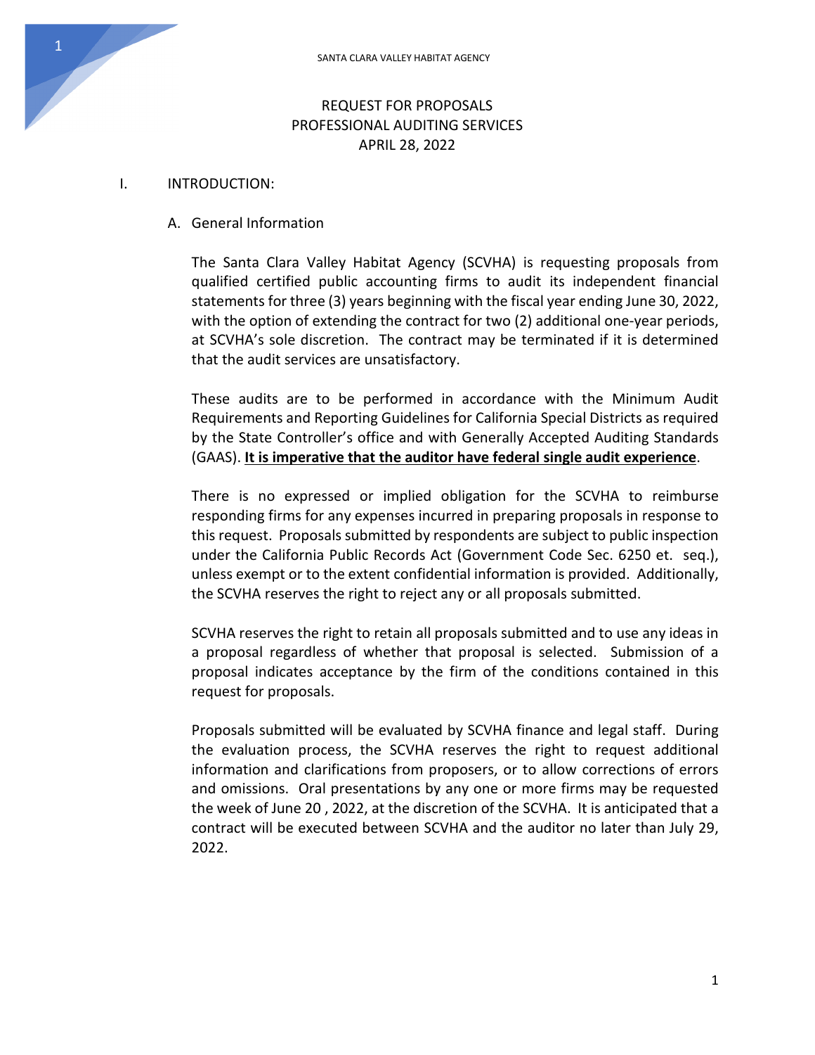SANTA CLARA VALLEY HABITAT AGENCY

# REQUEST FOR PROPOSALS
# PROFESSIONAL AUDITING SERVICES
# APRIL 28, 2022

## I. INTRODUCTION:

### A. General Information

The Santa Clara Valley Habitat Agency (SCVHA) is requesting proposals from qualified certified public accounting firms to audit its independent financial statements for three (3) years beginning with the fiscal year ending June 30, 2022, with the option of extending the contract for two (2) additional one-year periods, at SCVHA's sole discretion. The contract may be terminated if it is determined that the audit services are unsatisfactory.

These audits are to be performed in accordance with the Minimum Audit Requirements and Reporting Guidelines for California Special Districts as required by the State Controller's office and with Generally Accepted Auditing Standards (GAAS). **It is imperative that the auditor have federal single audit experience**.

There is no expressed or implied obligation for the SCVHA to reimburse responding firms for any expenses incurred in preparing proposals in response to this request. Proposals submitted by respondents are subject to public inspection under the California Public Records Act (Government Code Sec. 6250 et. seq.), unless exempt or to the extent confidential information is provided. Additionally, the SCVHA reserves the right to reject any or all proposals submitted.

SCVHA reserves the right to retain all proposals submitted and to use any ideas in a proposal regardless of whether that proposal is selected. Submission of a proposal indicates acceptance by the firm of the conditions contained in this request for proposals.

Proposals submitted will be evaluated by SCVHA finance and legal staff. During the evaluation process, the SCVHA reserves the right to request additional information and clarifications from proposers, or to allow corrections of errors and omissions. Oral presentations by any one or more firms may be requested the week of June 20 , 2022, at the discretion of the SCVHA. It is anticipated that a contract will be executed between SCVHA and the auditor no later than July 29, 2022.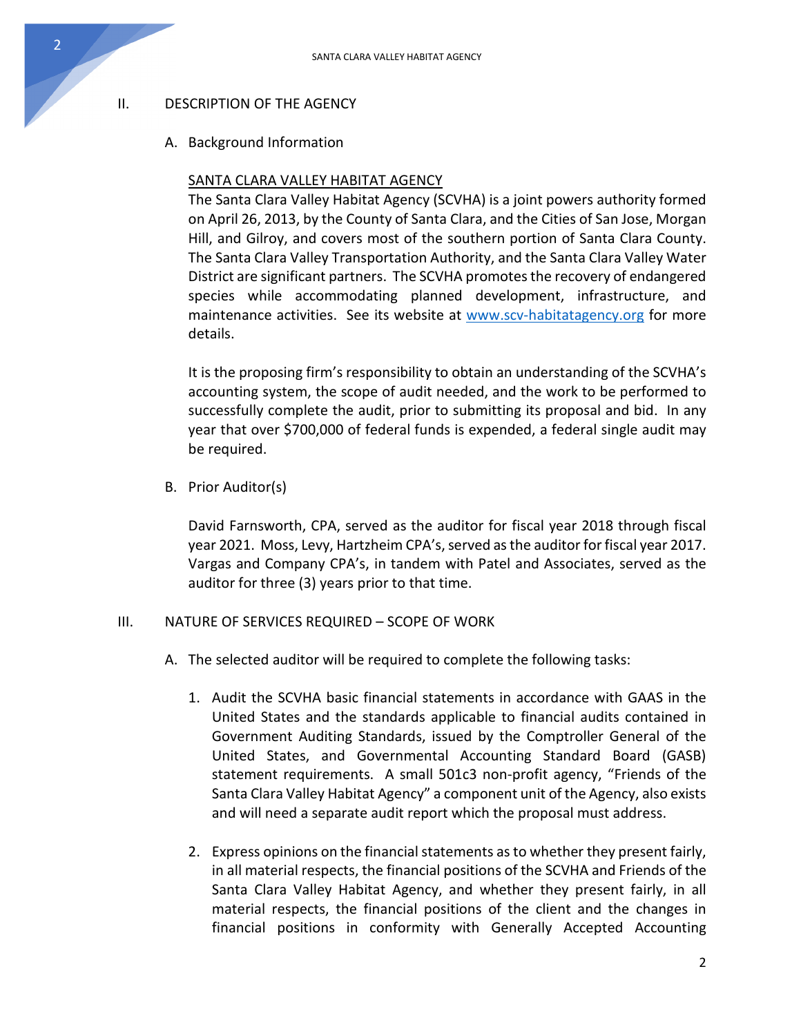## II. DESCRIPTION OF THE AGENCY

### A. Background Information

<u>SANTA CLARA VALLEY HABITAT AGENCY</u>

The Santa Clara Valley Habitat Agency (SCVHA) is a joint powers authority formed on April 26, 2013, by the County of Santa Clara, and the Cities of San Jose, Morgan Hill, and Gilroy, and covers most of the southern portion of Santa Clara County. The Santa Clara Valley Transportation Authority, and the Santa Clara Valley Water District are significant partners. The SCVHA promotes the recovery of endangered species while accommodating planned development, infrastructure, and maintenance activities. See its website at [www.scv-habitatagency.org](http://www.scv-habitatagency.org) for more details.

It is the proposing firm's responsibility to obtain an understanding of the SCVHA's accounting system, the scope of audit needed, and the work to be performed to successfully complete the audit, prior to submitting its proposal and bid. In any year that over $700,000 of federal funds is expended, a federal single audit may be required.

### B. Prior Auditor(s)

David Farnsworth, CPA, served as the auditor for fiscal year 2018 through fiscal year 2021. Moss, Levy, Hartzheim CPA's, served as the auditor for fiscal year 2017. Vargas and Company CPA's, in tandem with Patel and Associates, served as the auditor for three (3) years prior to that time.

## III. NATURE OF SERVICES REQUIRED – SCOPE OF WORK

A. The selected auditor will be required to complete the following tasks:

1. Audit the SCVHA basic financial statements in accordance with GAAS in the United States and the standards applicable to financial audits contained in Government Auditing Standards, issued by the Comptroller General of the United States, and Governmental Accounting Standard Board (GASB) statement requirements. A small 501c3 non-profit agency, "Friends of the Santa Clara Valley Habitat Agency" a component unit of the Agency, also exists and will need a separate audit report which the proposal must address.

2. Express opinions on the financial statements as to whether they present fairly, in all material respects, the financial positions of the SCVHA and Friends of the Santa Clara Valley Habitat Agency, and whether they present fairly, in all material respects, the financial positions of the client and the changes in financial positions in conformity with Generally Accepted Accounting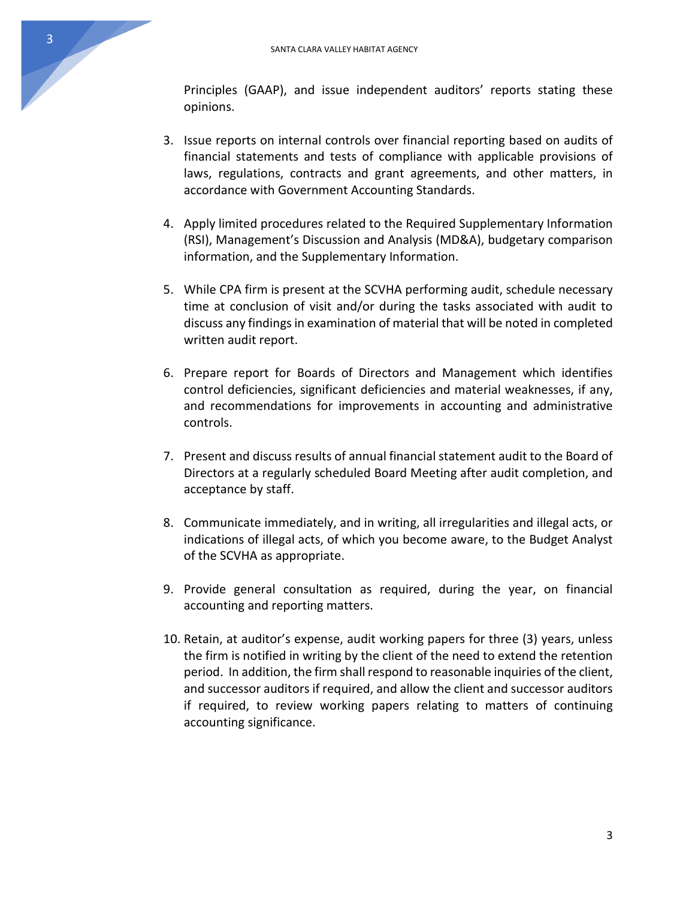Principles (GAAP), and issue independent auditors' reports stating these opinions.

3. Issue reports on internal controls over financial reporting based on audits of financial statements and tests of compliance with applicable provisions of laws, regulations, contracts and grant agreements, and other matters, in accordance with Government Accounting Standards.

4. Apply limited procedures related to the Required Supplementary Information (RSI), Management's Discussion and Analysis (MD&A), budgetary comparison information, and the Supplementary Information.

5. While CPA firm is present at the SCVHA performing audit, schedule necessary time at conclusion of visit and/or during the tasks associated with audit to discuss any findings in examination of material that will be noted in completed written audit report.

6. Prepare report for Boards of Directors and Management which identifies control deficiencies, significant deficiencies and material weaknesses, if any, and recommendations for improvements in accounting and administrative controls.

7. Present and discuss results of annual financial statement audit to the Board of Directors at a regularly scheduled Board Meeting after audit completion, and acceptance by staff.

8. Communicate immediately, and in writing, all irregularities and illegal acts, or indications of illegal acts, of which you become aware, to the Budget Analyst of the SCVHA as appropriate.

9. Provide general consultation as required, during the year, on financial accounting and reporting matters.

10. Retain, at auditor's expense, audit working papers for three (3) years, unless the firm is notified in writing by the client of the need to extend the retention period. In addition, the firm shall respond to reasonable inquiries of the client, and successor auditors if required, and allow the client and successor auditors if required, to review working papers relating to matters of continuing accounting significance.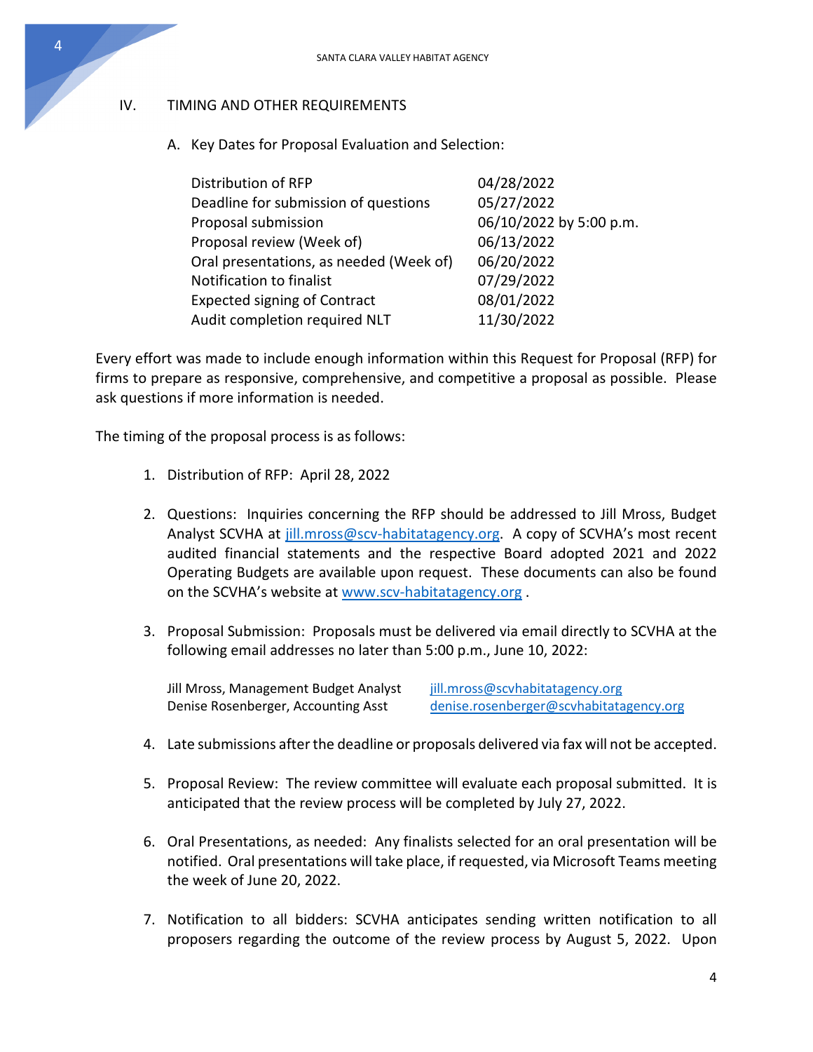## IV. TIMING AND OTHER REQUIREMENTS

A. Key Dates for Proposal Evaluation and Selection:

| | |
|---|---|
| Distribution of RFP | 04/28/2022 |
| Deadline for submission of questions | 05/27/2022 |
| Proposal submission | 06/10/2022 by 5:00 p.m. |
| Proposal review (Week of) | 06/13/2022 |
| Oral presentations, as needed (Week of) | 06/20/2022 |
| Notification to finalist | 07/29/2022 |
| Expected signing of Contract | 08/01/2022 |
| Audit completion required NLT | 11/30/2022 |

Every effort was made to include enough information within this Request for Proposal (RFP) for firms to prepare as responsive, comprehensive, and competitive a proposal as possible. Please ask questions if more information is needed.

The timing of the proposal process is as follows:

1. Distribution of RFP: April 28, 2022

2. Questions: Inquiries concerning the RFP should be addressed to Jill Mross, Budget Analyst SCVHA at jill.mross@scv-habitatagency.org. A copy of SCVHA's most recent audited financial statements and the respective Board adopted 2021 and 2022 Operating Budgets are available upon request. These documents can also be found on the SCVHA's website at www.scv-habitatagency.org .

3. Proposal Submission: Proposals must be delivered via email directly to SCVHA at the following email addresses no later than 5:00 p.m., June 10, 2022:

   | | |
   |---|---|
   | Jill Mross, Management Budget Analyst | jill.mross@scvhabitatagency.org |
   | Denise Rosenberger, Accounting Asst | denise.rosenberger@scvhabitatagency.org |

4. Late submissions after the deadline or proposals delivered via fax will not be accepted.

5. Proposal Review: The review committee will evaluate each proposal submitted. It is anticipated that the review process will be completed by July 27, 2022.

6. Oral Presentations, as needed: Any finalists selected for an oral presentation will be notified. Oral presentations will take place, if requested, via Microsoft Teams meeting the week of June 20, 2022.

7. Notification to all bidders: SCVHA anticipates sending written notification to all proposers regarding the outcome of the review process by August 5, 2022. Upon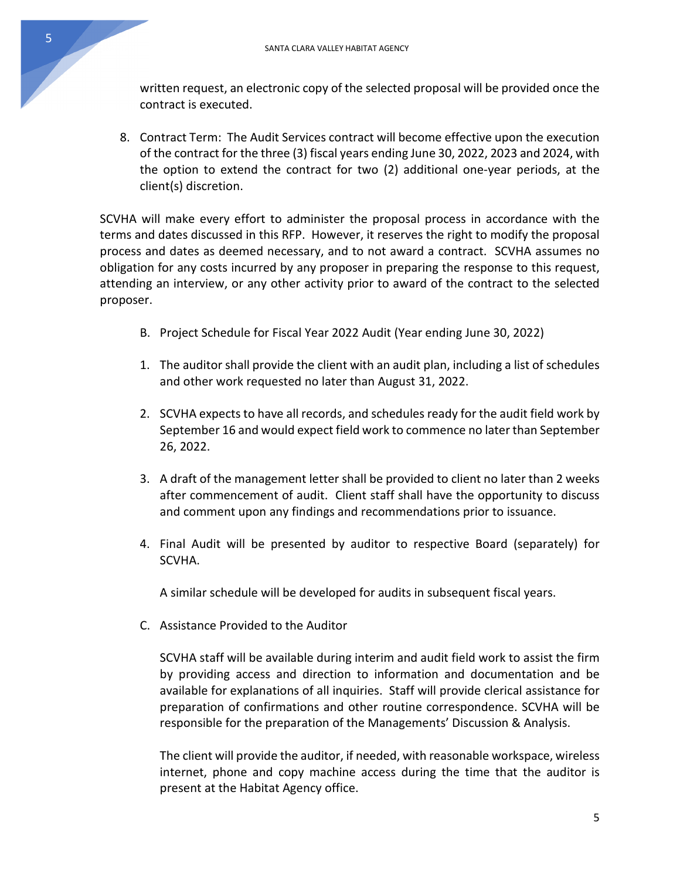written request, an electronic copy of the selected proposal will be provided once the contract is executed.

8. Contract Term: The Audit Services contract will become effective upon the execution of the contract for the three (3) fiscal years ending June 30, 2022, 2023 and 2024, with the option to extend the contract for two (2) additional one-year periods, at the client(s) discretion.

SCVHA will make every effort to administer the proposal process in accordance with the terms and dates discussed in this RFP. However, it reserves the right to modify the proposal process and dates as deemed necessary, and to not award a contract. SCVHA assumes no obligation for any costs incurred by any proposer in preparing the response to this request, attending an interview, or any other activity prior to award of the contract to the selected proposer.

B. Project Schedule for Fiscal Year 2022 Audit (Year ending June 30, 2022)

1. The auditor shall provide the client with an audit plan, including a list of schedules and other work requested no later than August 31, 2022.
2. SCVHA expects to have all records, and schedules ready for the audit field work by September 16 and would expect field work to commence no later than September 26, 2022.
3. A draft of the management letter shall be provided to client no later than 2 weeks after commencement of audit. Client staff shall have the opportunity to discuss and comment upon any findings and recommendations prior to issuance.
4. Final Audit will be presented by auditor to respective Board (separately) for SCVHA.

   A similar schedule will be developed for audits in subsequent fiscal years.

C. Assistance Provided to the Auditor

SCVHA staff will be available during interim and audit field work to assist the firm by providing access and direction to information and documentation and be available for explanations of all inquiries. Staff will provide clerical assistance for preparation of confirmations and other routine correspondence. SCVHA will be responsible for the preparation of the Managements' Discussion & Analysis.

The client will provide the auditor, if needed, with reasonable workspace, wireless internet, phone and copy machine access during the time that the auditor is present at the Habitat Agency office.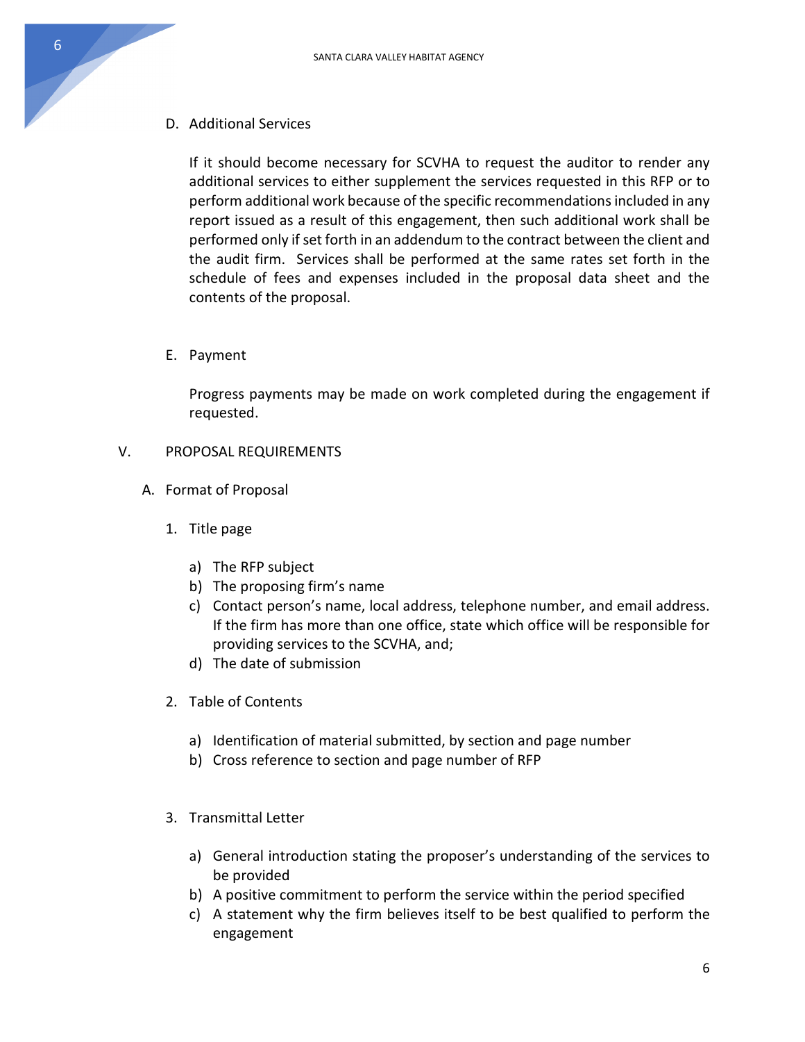D. Additional Services

If it should become necessary for SCVHA to request the auditor to render any additional services to either supplement the services requested in this RFP or to perform additional work because of the specific recommendations included in any report issued as a result of this engagement, then such additional work shall be performed only if set forth in an addendum to the contract between the client and the audit firm. Services shall be performed at the same rates set forth in the schedule of fees and expenses included in the proposal data sheet and the contents of the proposal.

E. Payment

Progress payments may be made on work completed during the engagement if requested.

## V. PROPOSAL REQUIREMENTS

### A. Format of Proposal

1. Title page

   a) The RFP subject
   b) The proposing firm's name
   c) Contact person's name, local address, telephone number, and email address. If the firm has more than one office, state which office will be responsible for providing services to the SCVHA, and;
   d) The date of submission

2. Table of Contents

   a) Identification of material submitted, by section and page number
   b) Cross reference to section and page number of RFP

3. Transmittal Letter

   a) General introduction stating the proposer's understanding of the services to be provided
   b) A positive commitment to perform the service within the period specified
   c) A statement why the firm believes itself to be best qualified to perform the engagement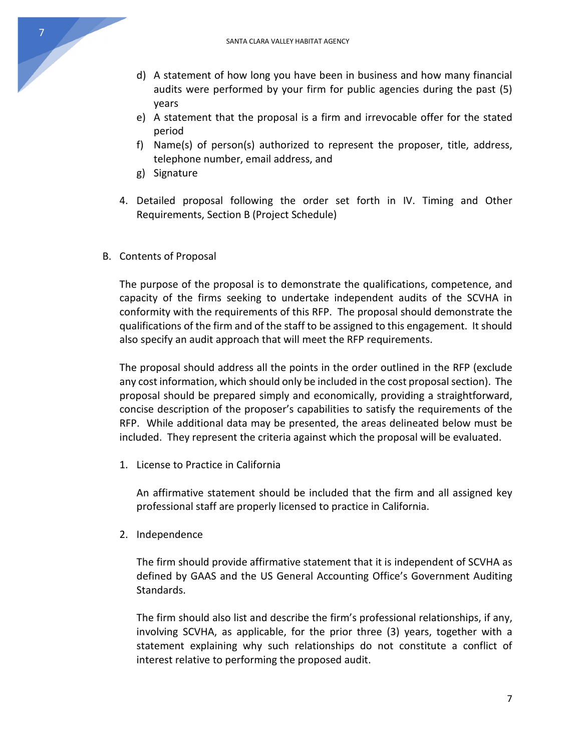d) A statement of how long you have been in business and how many financial audits were performed by your firm for public agencies during the past (5) years
   e) A statement that the proposal is a firm and irrevocable offer for the stated period
   f) Name(s) of person(s) authorized to represent the proposer, title, address, telephone number, email address, and
   g) Signature

4. Detailed proposal following the order set forth in IV. Timing and Other Requirements, Section B (Project Schedule)

B. Contents of Proposal

The purpose of the proposal is to demonstrate the qualifications, competence, and capacity of the firms seeking to undertake independent audits of the SCVHA in conformity with the requirements of this RFP. The proposal should demonstrate the qualifications of the firm and of the staff to be assigned to this engagement. It should also specify an audit approach that will meet the RFP requirements.

The proposal should address all the points in the order outlined in the RFP (exclude any cost information, which should only be included in the cost proposal section). The proposal should be prepared simply and economically, providing a straightforward, concise description of the proposer's capabilities to satisfy the requirements of the RFP. While additional data may be presented, the areas delineated below must be included. They represent the criteria against which the proposal will be evaluated.

1. License to Practice in California

   An affirmative statement should be included that the firm and all assigned key professional staff are properly licensed to practice in California.

2. Independence

   The firm should provide affirmative statement that it is independent of SCVHA as defined by GAAS and the US General Accounting Office's Government Auditing Standards.

   The firm should also list and describe the firm's professional relationships, if any, involving SCVHA, as applicable, for the prior three (3) years, together with a statement explaining why such relationships do not constitute a conflict of interest relative to performing the proposed audit.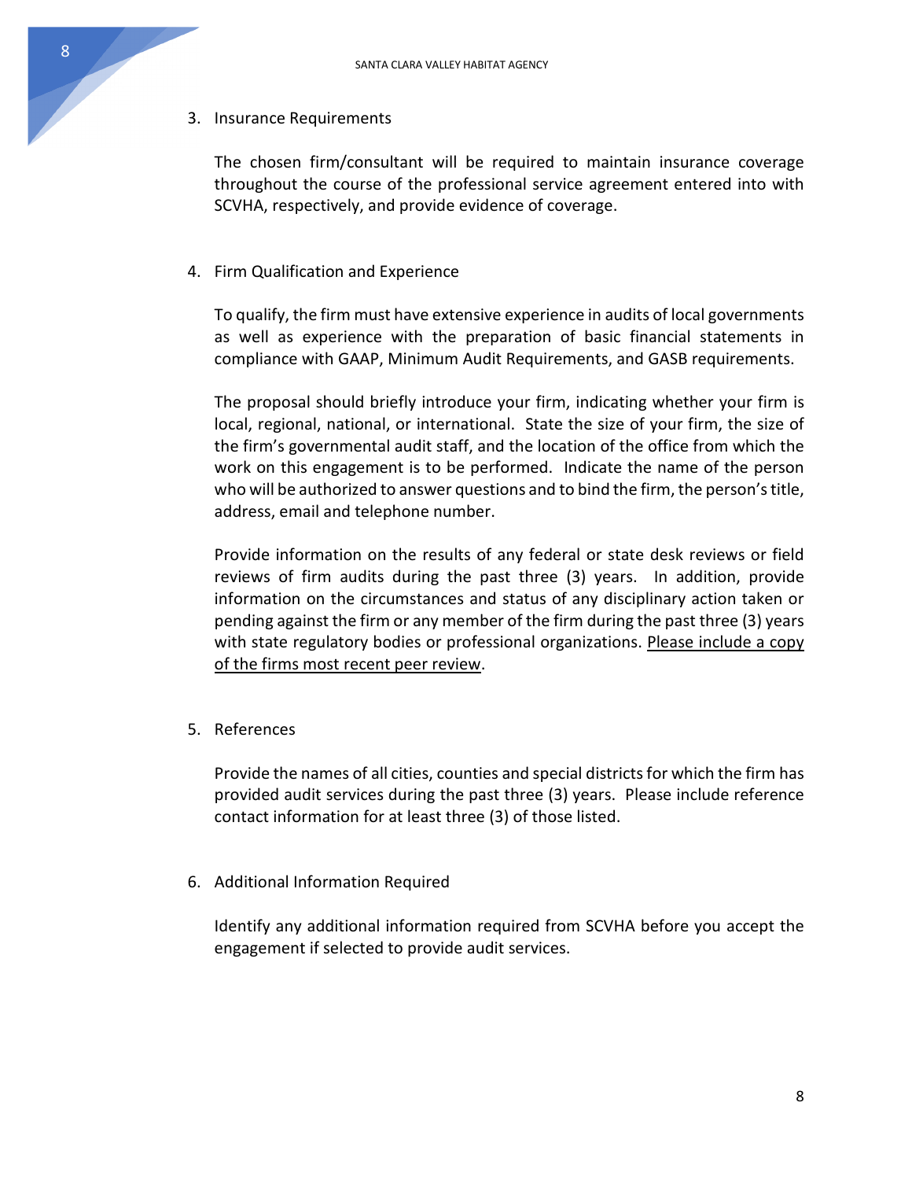3. Insurance Requirements

   The chosen firm/consultant will be required to maintain insurance coverage throughout the course of the professional service agreement entered into with SCVHA, respectively, and provide evidence of coverage.

4. Firm Qualification and Experience

   To qualify, the firm must have extensive experience in audits of local governments as well as experience with the preparation of basic financial statements in compliance with GAAP, Minimum Audit Requirements, and GASB requirements.

   The proposal should briefly introduce your firm, indicating whether your firm is local, regional, national, or international. State the size of your firm, the size of the firm's governmental audit staff, and the location of the office from which the work on this engagement is to be performed. Indicate the name of the person who will be authorized to answer questions and to bind the firm, the person's title, address, email and telephone number.

   Provide information on the results of any federal or state desk reviews or field reviews of firm audits during the past three (3) years. In addition, provide information on the circumstances and status of any disciplinary action taken or pending against the firm or any member of the firm during the past three (3) years with state regulatory bodies or professional organizations. <u>Please include a copy of the firms most recent peer review</u>.

5. References

   Provide the names of all cities, counties and special districts for which the firm has provided audit services during the past three (3) years. Please include reference contact information for at least three (3) of those listed.

6. Additional Information Required

   Identify any additional information required from SCVHA before you accept the engagement if selected to provide audit services.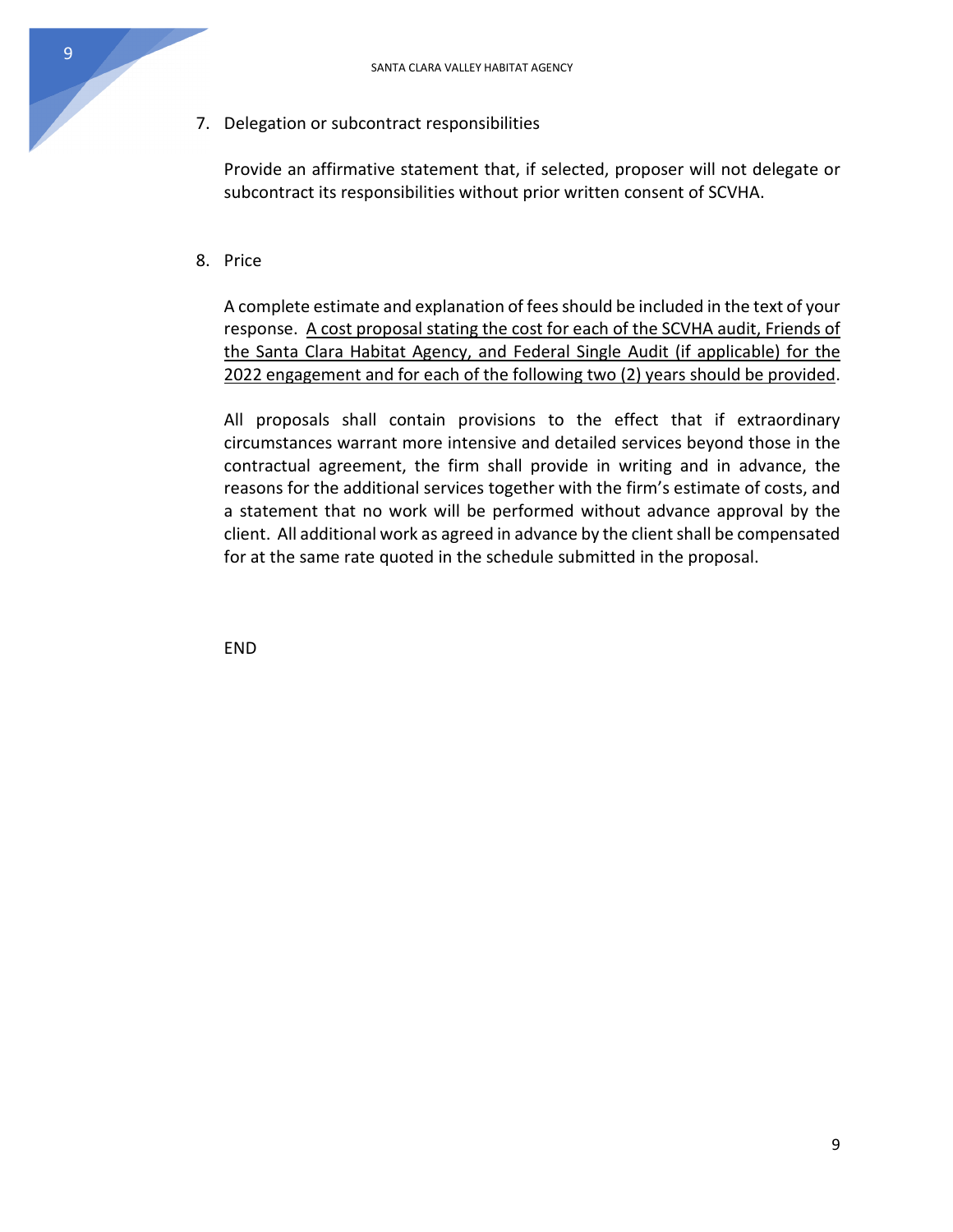7. Delegation or subcontract responsibilities

   Provide an affirmative statement that, if selected, proposer will not delegate or subcontract its responsibilities without prior written consent of SCVHA.

8. Price

   A complete estimate and explanation of fees should be included in the text of your response. <u>A cost proposal stating the cost for each of the SCVHA audit, Friends of the Santa Clara Habitat Agency, and Federal Single Audit (if applicable) for the 2022 engagement and for each of the following two (2) years should be provided</u>.

   All proposals shall contain provisions to the effect that if extraordinary circumstances warrant more intensive and detailed services beyond those in the contractual agreement, the firm shall provide in writing and in advance, the reasons for the additional services together with the firm's estimate of costs, and a statement that no work will be performed without advance approval by the client. All additional work as agreed in advance by the client shall be compensated for at the same rate quoted in the schedule submitted in the proposal.

END